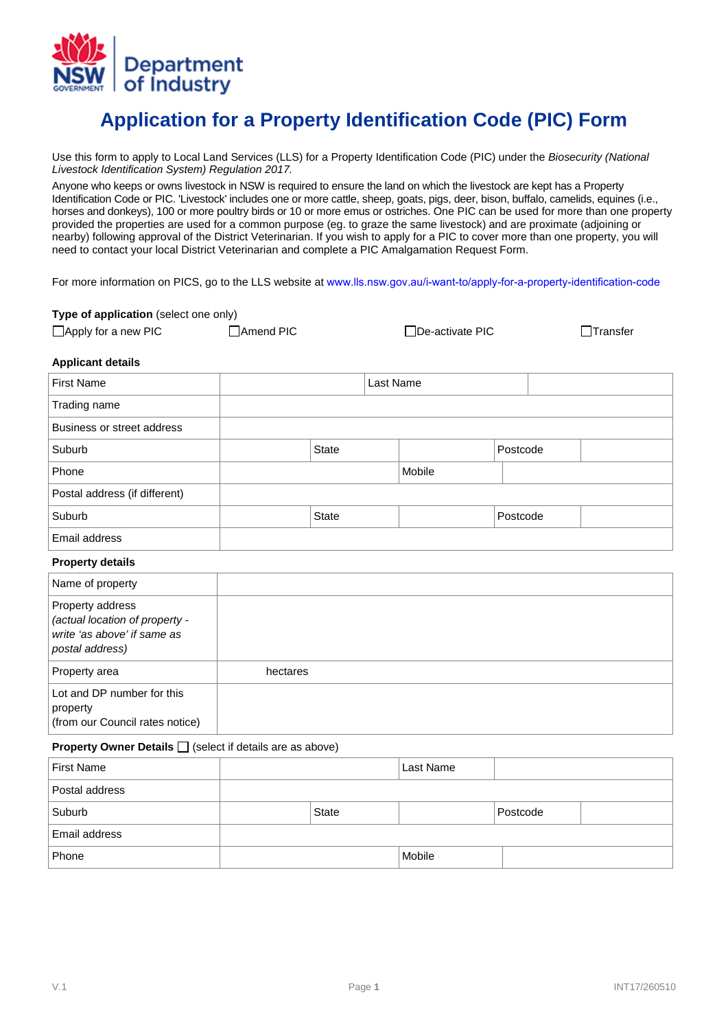# Application for a Property Identification Code (PIC) Form

Use this form to apply to Local Land Services (LLS) for a Property Identification Code (PIC) under the *Biosecurity (National Livestock Identification System) Regulation 2017.*

Anyone who keeps or owns livestock in NSW is required to ensure the land on which the livestock are kept has a Property Identification Code or PIC. 'Livestock' includes one or more cattle, sheep, goats, pigs, deer, bison, buffalo, camelids, equines (i.e., horses and donkeys), 100 or more poultry birds or 10 or more emus or ostriches. One PIC can be used for more than one property provided the properties are used for a common purpose (eg. to graze the same livestock) and are proximate (adjoining or nearby) following approval of the District Veterinarian. If you wish to apply for a PIC to cover more than one property, you will need to contact your local District Veterinarian and complete a PIC Amalgamation Request Form.

For more information on PICS, go to the LLS website at www.lls.nsw.gov.au/i-want-to/apply-for-a-property-identification-code

**Type of application** (select one only)

☐ Apply for a new PIC ☐ Amend PIC ☐ De-activate PIC ☐ Transfer

**Applicant details**

| | | | | | |
|---|---|---|---|---|---|
| First Name | | Last Name | | | |
| Trading name | | | | | |
| Business or street address | | | | | |
| Suburb | | State | | Postcode | |
| Phone | | Mobile | | | |
| Postal address (if different) | | | | | |
| Suburb | | State | | Postcode | |
| Email address | | | | | |

**Property details**

| | |
|---|---|
| Name of property | |
| Property address *(actual location of property - write 'as above' if same as postal address)* | |
| Property area | hectares |
| Lot and DP number for this property (from our Council rates notice) | |

**Property Owner Details** ☐ (select if details are as above)

| | | | | | |
|---|---|---|---|---|---|
| First Name | | Last Name | | | |
| Postal address | | | | | |
| Suburb | | State | | Postcode | |
| Email address | | | | | |
| Phone | | Mobile | | | |

V.1 INT17/260510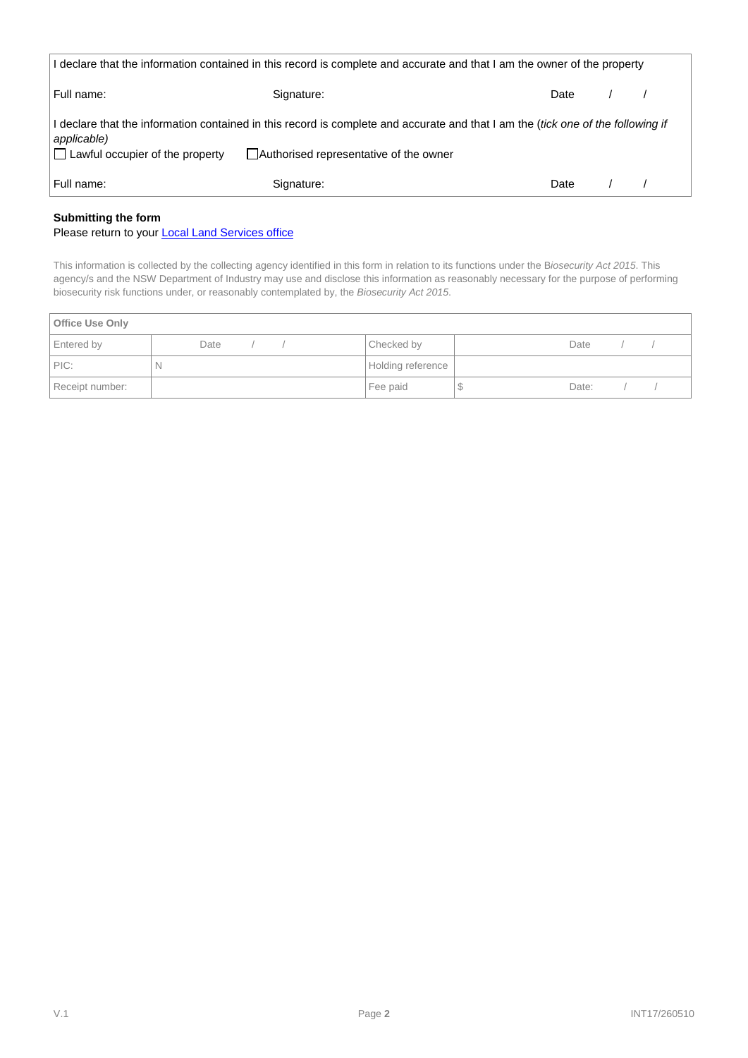| |
|---|
| I declare that the information contained in this record is complete and accurate and that I am the owner of the property |
| Full name: Signature: Date / / |
| I declare that the information contained in this record is complete and accurate and that I am the (*tick one of the following if applicable)* |
| ☐ Lawful occupier of the property ☐ Authorised representative of the owner |
| Full name: Signature: Date / / |

**Submitting the form**

Please return to your Local Land Services office

This information is collected by the collecting agency identified in this form in relation to its functions under the B*iosecurity Act 2015*. This agency/s and the NSW Department of Industry may use and disclose this information as reasonably necessary for the purpose of performing biosecurity risk functions under, or reasonably contemplated by, the *Biosecurity Act 2015*.

| **Office Use Only** | | | |
|---|---|---|---|
| Entered by | Date / / | Checked by | Date / / |
| PIC: | N | Holding reference | |
| Receipt number: | | Fee paid | $ Date: / / |

V.1 INT17/260510